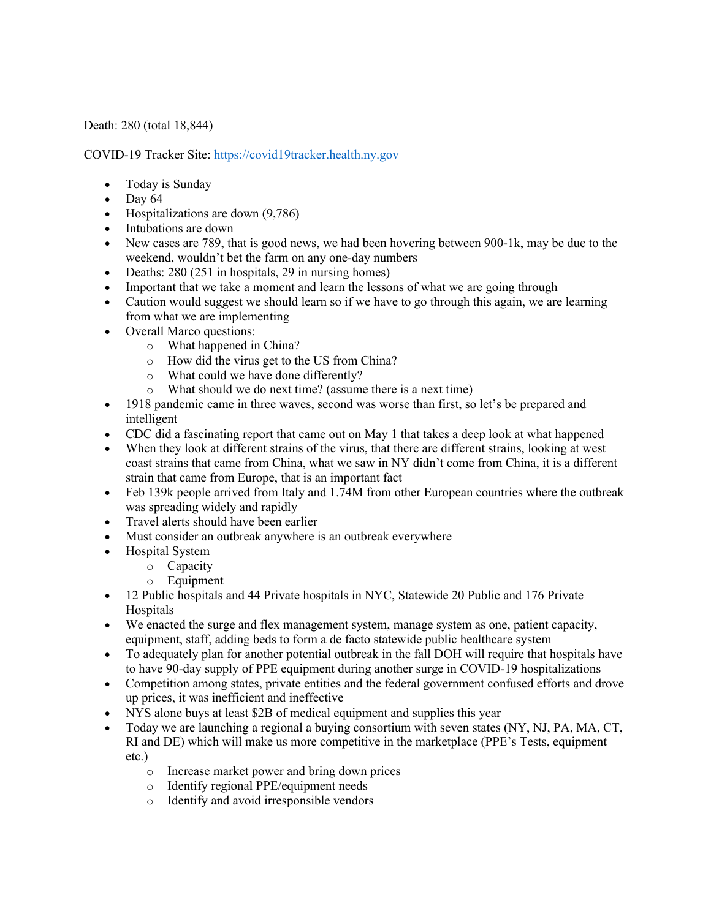Death: 280 (total 18,844)

COVID-19 Tracker Site: [https://covid19tracker.health.ny.gov](https://covid19tracker.health.ny.gov)

- Today is Sunday
- Day 64
- Hospitalizations are down (9,786)
- Intubations are down
- New cases are 789, that is good news, we had been hovering between 900-1k, may be due to the weekend, wouldn't bet the farm on any one-day numbers
- Deaths: 280 (251 in hospitals, 29 in nursing homes)
- Important that we take a moment and learn the lessons of what we are going through
- Caution would suggest we should learn so if we have to go through this again, we are learning from what we are implementing
- Overall Marco questions:
    - What happened in China?
    - How did the virus get to the US from China?
    - What could we have done differently?
    - What should we do next time? (assume there is a next time)
- 1918 pandemic came in three waves, second was worse than first, so let's be prepared and intelligent
- CDC did a fascinating report that came out on May 1 that takes a deep look at what happened
- When they look at different strains of the virus, that there are different strains, looking at west coast strains that came from China, what we saw in NY didn't come from China, it is a different strain that came from Europe, that is an important fact
- Feb 139k people arrived from Italy and 1.74M from other European countries where the outbreak was spreading widely and rapidly
- Travel alerts should have been earlier
- Must consider an outbreak anywhere is an outbreak everywhere
- Hospital System
    - Capacity
    - Equipment
- 12 Public hospitals and 44 Private hospitals in NYC, Statewide 20 Public and 176 Private Hospitals
- We enacted the surge and flex management system, manage system as one, patient capacity, equipment, staff, adding beds to form a de facto statewide public healthcare system
- To adequately plan for another potential outbreak in the fall DOH will require that hospitals have to have 90-day supply of PPE equipment during another surge in COVID-19 hospitalizations
- Competition among states, private entities and the federal government confused efforts and drove up prices, it was inefficient and ineffective
- NYS alone buys at least $2B of medical equipment and supplies this year
- Today we are launching a regional a buying consortium with seven states (NY, NJ, PA, MA, CT, RI and DE) which will make us more competitive in the marketplace (PPE's Tests, equipment etc.)
    - Increase market power and bring down prices
    - Identify regional PPE/equipment needs
    - Identify and avoid irresponsible vendors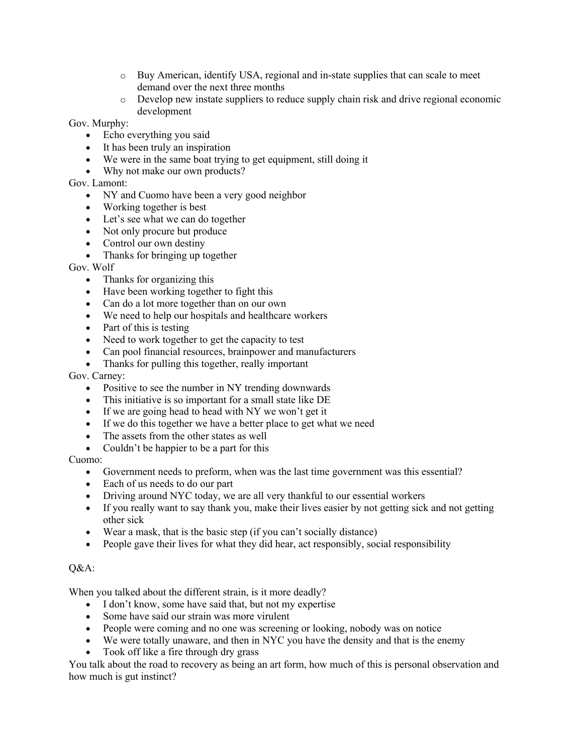- Buy American, identify USA, regional and in-state supplies that can scale to meet demand over the next three months
  - Develop new instate suppliers to reduce supply chain risk and drive regional economic development

Gov. Murphy:

- Echo everything you said
- It has been truly an inspiration
- We were in the same boat trying to get equipment, still doing it
- Why not make our own products?

Gov. Lamont:

- NY and Cuomo have been a very good neighbor
- Working together is best
- Let's see what we can do together
- Not only procure but produce
- Control our own destiny
- Thanks for bringing up together

Gov. Wolf

- Thanks for organizing this
- Have been working together to fight this
- Can do a lot more together than on our own
- We need to help our hospitals and healthcare workers
- Part of this is testing
- Need to work together to get the capacity to test
- Can pool financial resources, brainpower and manufacturers
- Thanks for pulling this together, really important

Gov. Carney:

- Positive to see the number in NY trending downwards
- This initiative is so important for a small state like DE
- If we are going head to head with NY we won't get it
- If we do this together we have a better place to get what we need
- The assets from the other states as well
- Couldn't be happier to be a part for this

Cuomo:

- Government needs to preform, when was the last time government was this essential?
- Each of us needs to do our part
- Driving around NYC today, we are all very thankful to our essential workers
- If you really want to say thank you, make their lives easier by not getting sick and not getting other sick
- Wear a mask, that is the basic step (if you can't socially distance)
- People gave their lives for what they did hear, act responsibly, social responsibility

Q&A:

When you talked about the different strain, is it more deadly?

- I don't know, some have said that, but not my expertise
- Some have said our strain was more virulent
- People were coming and no one was screening or looking, nobody was on notice
- We were totally unaware, and then in NYC you have the density and that is the enemy
- Took off like a fire through dry grass

You talk about the road to recovery as being an art form, how much of this is personal observation and how much is gut instinct?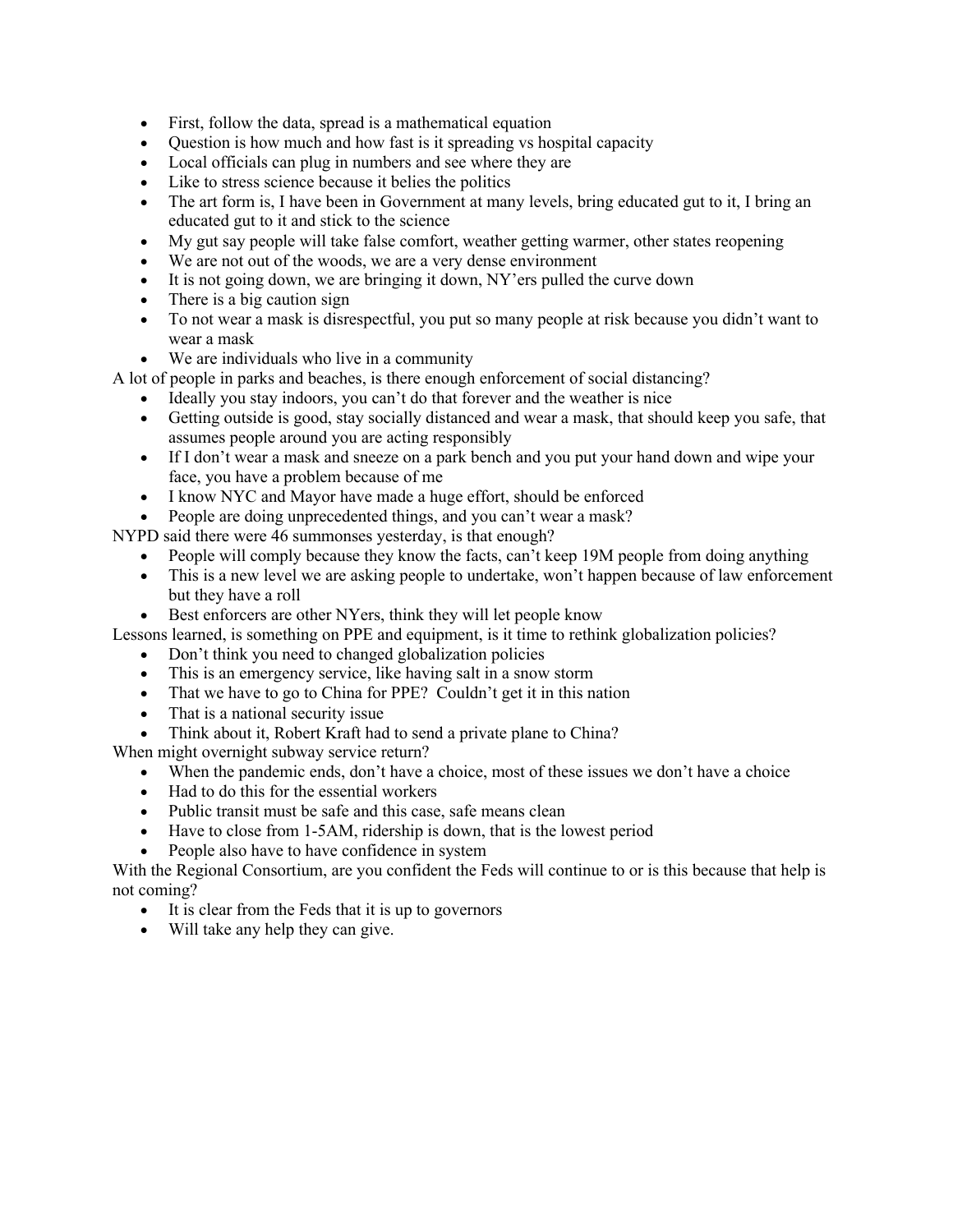- First, follow the data, spread is a mathematical equation
- Question is how much and how fast is it spreading vs hospital capacity
- Local officials can plug in numbers and see where they are
- Like to stress science because it belies the politics
- The art form is, I have been in Government at many levels, bring educated gut to it, I bring an educated gut to it and stick to the science
- My gut say people will take false comfort, weather getting warmer, other states reopening
- We are not out of the woods, we are a very dense environment
- It is not going down, we are bringing it down, NY'ers pulled the curve down
- There is a big caution sign
- To not wear a mask is disrespectful, you put so many people at risk because you didn't want to wear a mask
- We are individuals who live in a community

A lot of people in parks and beaches, is there enough enforcement of social distancing?

- Ideally you stay indoors, you can't do that forever and the weather is nice
- Getting outside is good, stay socially distanced and wear a mask, that should keep you safe, that assumes people around you are acting responsibly
- If I don't wear a mask and sneeze on a park bench and you put your hand down and wipe your face, you have a problem because of me
- I know NYC and Mayor have made a huge effort, should be enforced
- People are doing unprecedented things, and you can't wear a mask?

NYPD said there were 46 summonses yesterday, is that enough?

- People will comply because they know the facts, can't keep 19M people from doing anything
- This is a new level we are asking people to undertake, won't happen because of law enforcement but they have a roll
- Best enforcers are other NYers, think they will let people know

Lessons learned, is something on PPE and equipment, is it time to rethink globalization policies?

- Don't think you need to changed globalization policies
- This is an emergency service, like having salt in a snow storm
- That we have to go to China for PPE? Couldn't get it in this nation
- That is a national security issue
- Think about it, Robert Kraft had to send a private plane to China?

When might overnight subway service return?

- When the pandemic ends, don't have a choice, most of these issues we don't have a choice
- Had to do this for the essential workers
- Public transit must be safe and this case, safe means clean
- Have to close from 1-5AM, ridership is down, that is the lowest period
- People also have to have confidence in system

With the Regional Consortium, are you confident the Feds will continue to or is this because that help is not coming?

- It is clear from the Feds that it is up to governors
- Will take any help they can give.